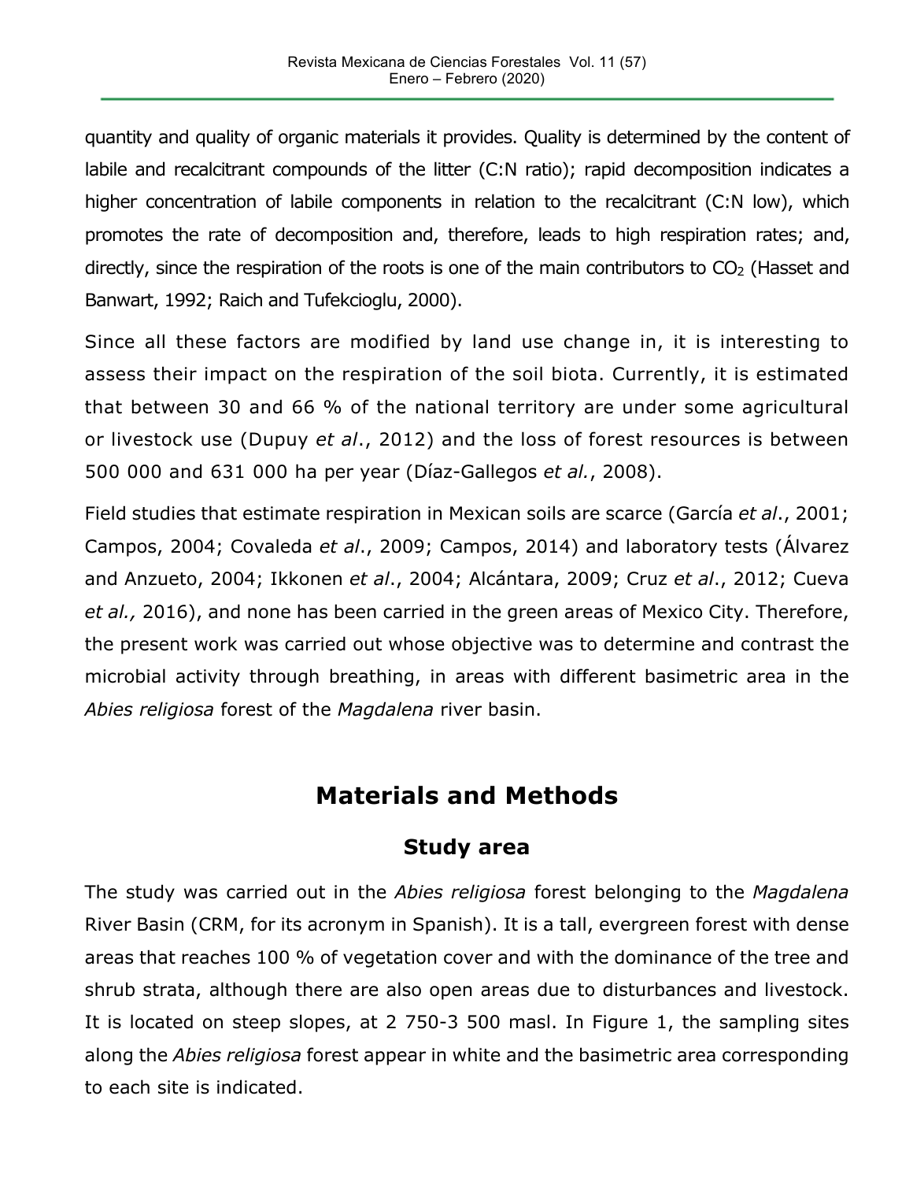quantity and quality of organic materials it provides. Quality is determined by the content of labile and recalcitrant compounds of the litter (C:N ratio); rapid decomposition indicates a higher concentration of labile components in relation to the recalcitrant (C:N low), which promotes the rate of decomposition and, therefore, leads to high respiration rates; and, directly, since the respiration of the roots is one of the main contributors to $CO_2$ (Hasset and Banwart, 1992; Raich and Tufekcioglu, 2000).

Since all these factors are modified by land use change in, it is interesting to assess their impact on the respiration of the soil biota. Currently, it is estimated that between 30 and 66 % of the national territory are under some agricultural or livestock use (Dupuy *et al*., 2012) and the loss of forest resources is between 500 000 and 631 000 ha per year (Díaz-Gallegos *et al.*, 2008).

Field studies that estimate respiration in Mexican soils are scarce (García *et al*., 2001; Campos, 2004; Covaleda *et al*., 2009; Campos, 2014) and laboratory tests (Álvarez and Anzueto, 2004; Ikkonen *et al*., 2004; Alcántara, 2009; Cruz *et al*., 2012; Cueva *et al.,* 2016), and none has been carried in the green areas of Mexico City. Therefore, the present work was carried out whose objective was to determine and contrast the microbial activity through breathing, in areas with different basimetric area in the *Abies religiosa* forest of the *Magdalena* river basin.

# Materials and Methods

## Study area

The study was carried out in the *Abies religiosa* forest belonging to the *Magdalena* River Basin (CRM, for its acronym in Spanish). It is a tall, evergreen forest with dense areas that reaches 100 % of vegetation cover and with the dominance of the tree and shrub strata, although there are also open areas due to disturbances and livestock. It is located on steep slopes, at 2 750-3 500 masl. In Figure 1, the sampling sites along the *Abies religiosa* forest appear in white and the basimetric area corresponding to each site is indicated.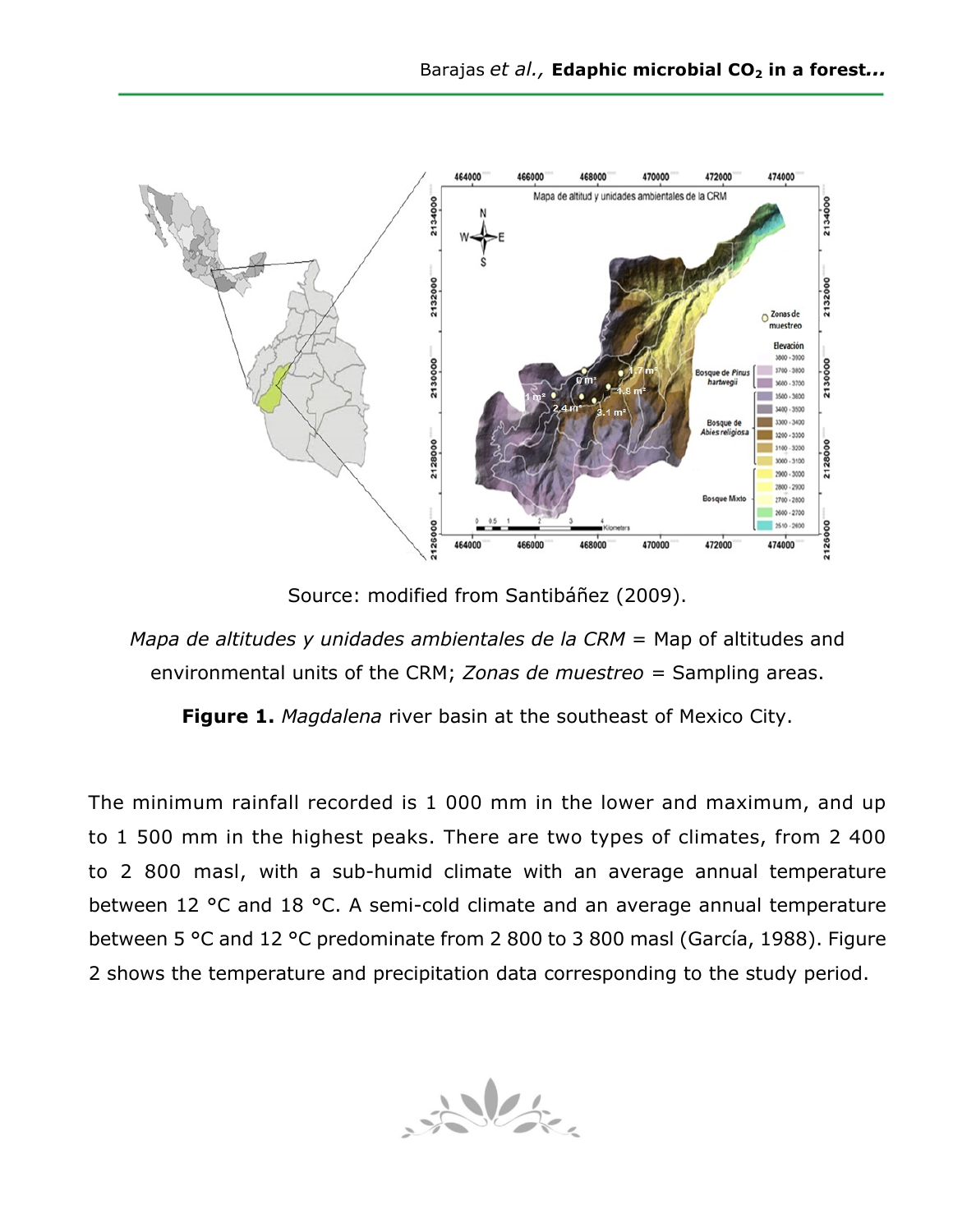Source: modified from Santibáñez (2009).

*Mapa de altitudes y unidades ambientales de la CRM* = Map of altitudes and environmental units of the CRM; *Zonas de muestreo* = Sampling areas.

**Figure 1.** *Magdalena* river basin at the southeast of Mexico City.

The minimum rainfall recorded is 1 000 mm in the lower and maximum, and up to 1 500 mm in the highest peaks. There are two types of climates, from 2 400 to 2 800 masl, with a sub-humid climate with an average annual temperature between 12 °C and 18 °C. A semi-cold climate and an average annual temperature between 5 °C and 12 °C predominate from 2 800 to 3 800 masl (García, 1988). Figure 2 shows the temperature and precipitation data corresponding to the study period.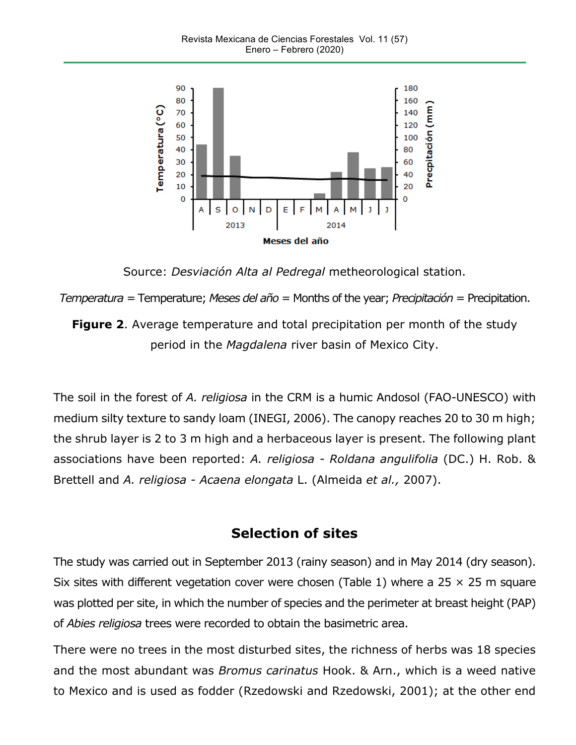Source: *Desviación Alta al Pedregal* metheorological station.

*Temperatura* = Temperature; *Meses del año* = Months of the year; *Precipitación* = Precipitation.

**Figure 2**. Average temperature and total precipitation per month of the study period in the *Magdalena* river basin of Mexico City.

The soil in the forest of *A. religiosa* in the CRM is a humic Andosol (FAO-UNESCO) with medium silty texture to sandy loam (INEGI, 2006). The canopy reaches 20 to 30 m high; the shrub layer is 2 to 3 m high and a herbaceous layer is present. The following plant associations have been reported: *A. religiosa* - *Roldana angulifolia* (DC.) H. Rob. & Brettell and *A. religiosa* - *Acaena elongata* L. (Almeida *et al.,* 2007).

## Selection of sites

The study was carried out in September 2013 (rainy season) and in May 2014 (dry season). Six sites with different vegetation cover were chosen (Table 1) where a 25 × 25 m square was plotted per site, in which the number of species and the perimeter at breast height (PAP) of *Abies religiosa* trees were recorded to obtain the basimetric area.

There were no trees in the most disturbed sites, the richness of herbs was 18 species and the most abundant was *Bromus carinatus* Hook. & Arn., which is a weed native to Mexico and is used as fodder (Rzedowski and Rzedowski, 2001); at the other end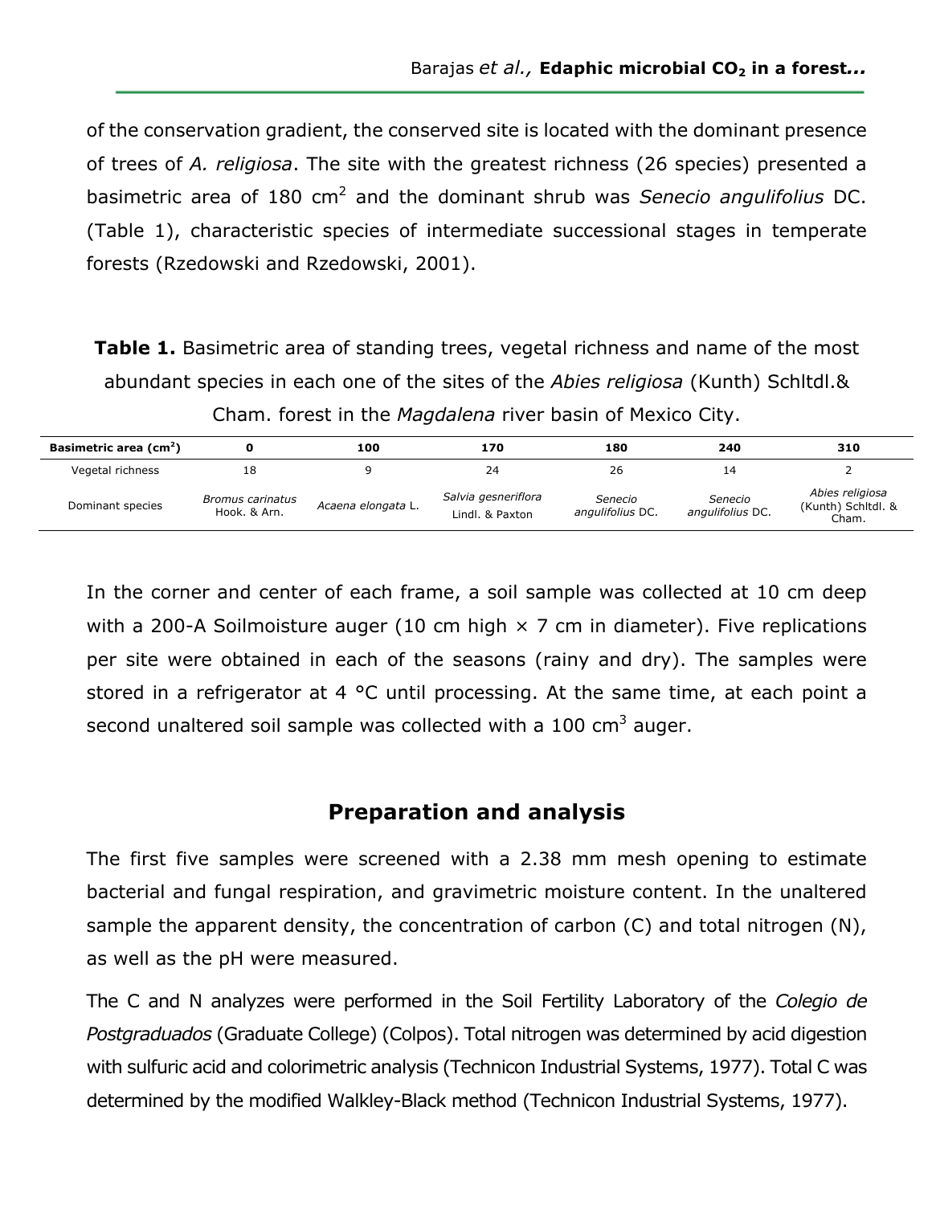of the conservation gradient, the conserved site is located with the dominant presence of trees of *A. religiosa*. The site with the greatest richness (26 species) presented a basimetric area of 180 $cm^2$ and the dominant shrub was *Senecio angulifolius* DC. (Table 1), characteristic species of intermediate successional stages in temperate forests (Rzedowski and Rzedowski, 2001).

**Table 1.** Basimetric area of standing trees, vegetal richness and name of the most abundant species in each one of the sites of the *Abies religiosa* (Kunth) Schltdl.& Cham. forest in the *Magdalena* river basin of Mexico City.

| **Basimetric area ($cm^2$)** | **0** | **100** | **170** | **180** | **240** | **310** |
|---|---|---|---|---|---|---|
| Vegetal richness | 18 | 9 | 24 | 26 | 14 | 2 |
| Dominant species | *Bromus carinatus* Hook. & Arn. | *Acaena elongata* L. | *Salvia gesneriflora* Lindl. & Paxton | *Senecio angulifolius* DC. | *Senecio angulifolius* DC. | *Abies religiosa* (Kunth) Schltdl. & Cham. |

In the corner and center of each frame, a soil sample was collected at 10 cm deep with a 200-A Soilmoisture auger (10 cm high × 7 cm in diameter). Five replications per site were obtained in each of the seasons (rainy and dry). The samples were stored in a refrigerator at 4 °C until processing. At the same time, at each point a second unaltered soil sample was collected with a 100 $cm^3$ auger.

## Preparation and analysis

The first five samples were screened with a 2.38 mm mesh opening to estimate bacterial and fungal respiration, and gravimetric moisture content. In the unaltered sample the apparent density, the concentration of carbon (C) and total nitrogen (N), as well as the pH were measured.

The C and N analyzes were performed in the Soil Fertility Laboratory of the *Colegio de Postgraduados* (Graduate College) (Colpos). Total nitrogen was determined by acid digestion with sulfuric acid and colorimetric analysis (Technicon Industrial Systems, 1977). Total C was determined by the modified Walkley-Black method (Technicon Industrial Systems, 1977).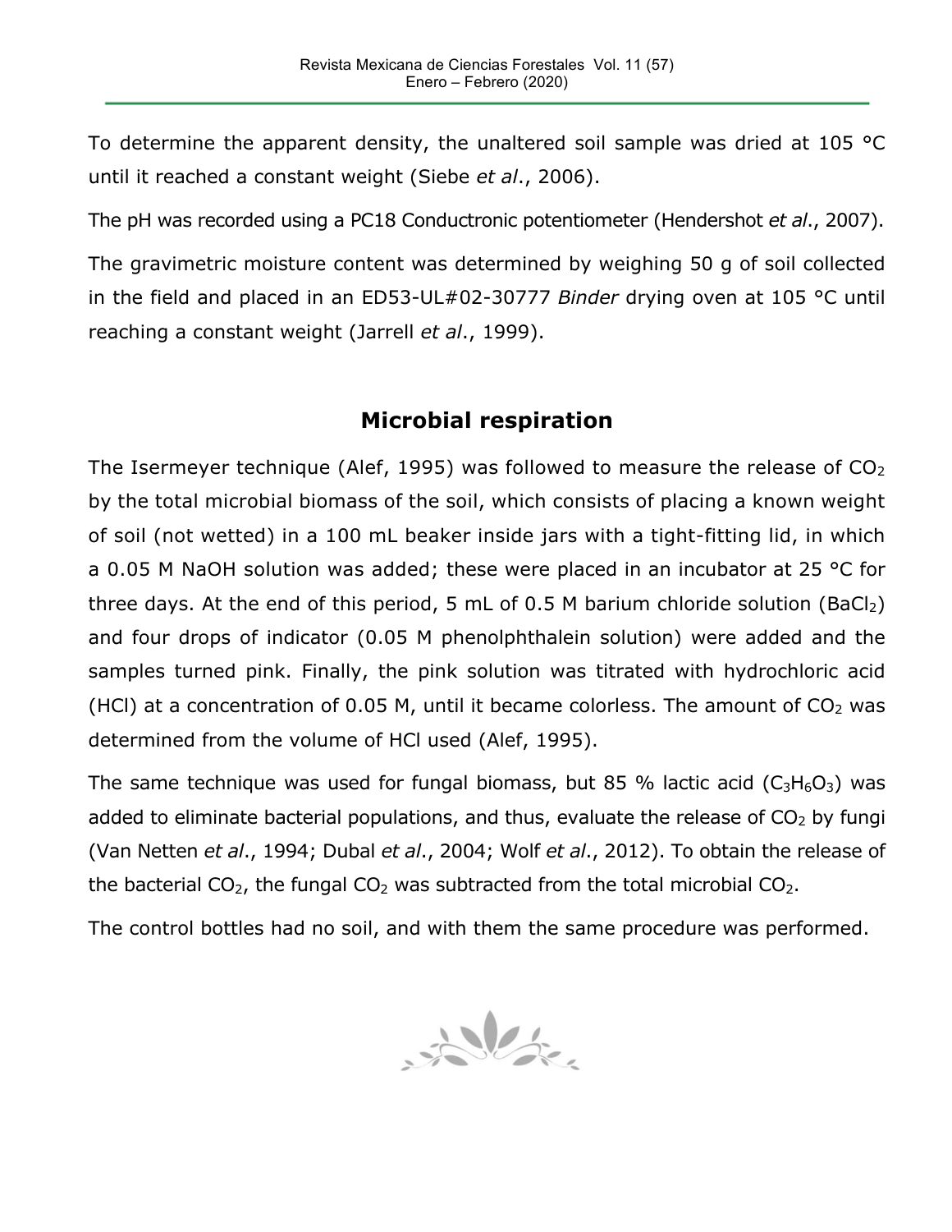To determine the apparent density, the unaltered soil sample was dried at 105 °C until it reached a constant weight (Siebe *et al*., 2006).

The pH was recorded using a PC18 Conductronic potentiometer (Hendershot *et al*., 2007).

The gravimetric moisture content was determined by weighing 50 g of soil collected in the field and placed in an ED53-UL#02-30777 *Binder* drying oven at 105 °C until reaching a constant weight (Jarrell *et al*., 1999).

## Microbial respiration

The Isermeyer technique (Alef, 1995) was followed to measure the release of $CO_2$ by the total microbial biomass of the soil, which consists of placing a known weight of soil (not wetted) in a 100 mL beaker inside jars with a tight-fitting lid, in which a 0.05 M NaOH solution was added; these were placed in an incubator at 25 °C for three days. At the end of this period, 5 mL of 0.5 M barium chloride solution ($BaCl_2$) and four drops of indicator (0.05 M phenolphthalein solution) were added and the samples turned pink. Finally, the pink solution was titrated with hydrochloric acid (HCl) at a concentration of 0.05 M, until it became colorless. The amount of $CO_2$ was determined from the volume of HCl used (Alef, 1995).

The same technique was used for fungal biomass, but 85 % lactic acid ($C_3H_6O_3$) was added to eliminate bacterial populations, and thus, evaluate the release of $CO_2$ by fungi (Van Netten *et al*., 1994; Dubal *et al*., 2004; Wolf *et al*., 2012). To obtain the release of the bacterial $CO_2$, the fungal $CO_2$ was subtracted from the total microbial $CO_2$.

The control bottles had no soil, and with them the same procedure was performed.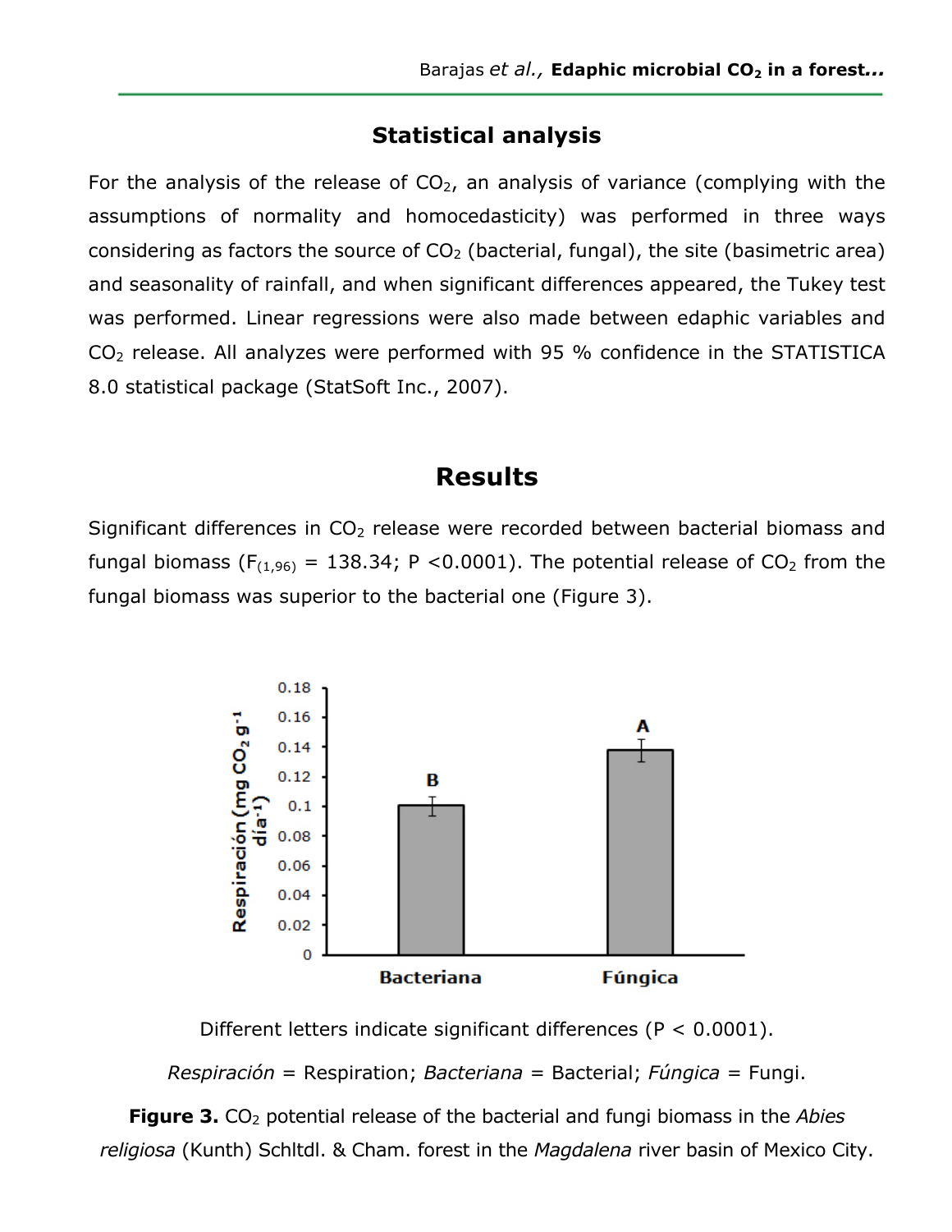## Statistical analysis

For the analysis of the release of $CO_2$, an analysis of variance (complying with the assumptions of normality and homocedasticity) was performed in three ways considering as factors the source of $CO_2$ (bacterial, fungal), the site (basimetric area) and seasonality of rainfall, and when significant differences appeared, the Tukey test was performed. Linear regressions were also made between edaphic variables and $CO_2$ release. All analyzes were performed with 95 % confidence in the STATISTICA 8.0 statistical package (StatSoft Inc., 2007).

# Results

Significant differences in $CO_2$ release were recorded between bacterial biomass and fungal biomass ($F_{(1,96)} = 138.34$; $P < 0.0001$). The potential release of $CO_2$ from the fungal biomass was superior to the bacterial one (Figure 3).

Different letters indicate significant differences ($P < 0.0001$).

*Respiración* = Respiration; *Bacteriana* = Bacterial; *Fúngica* = Fungi.

**Figure 3.** $CO_2$ potential release of the bacterial and fungi biomass in the *Abies religiosa* (Kunth) Schltdl. & Cham. forest in the *Magdalena* river basin of Mexico City.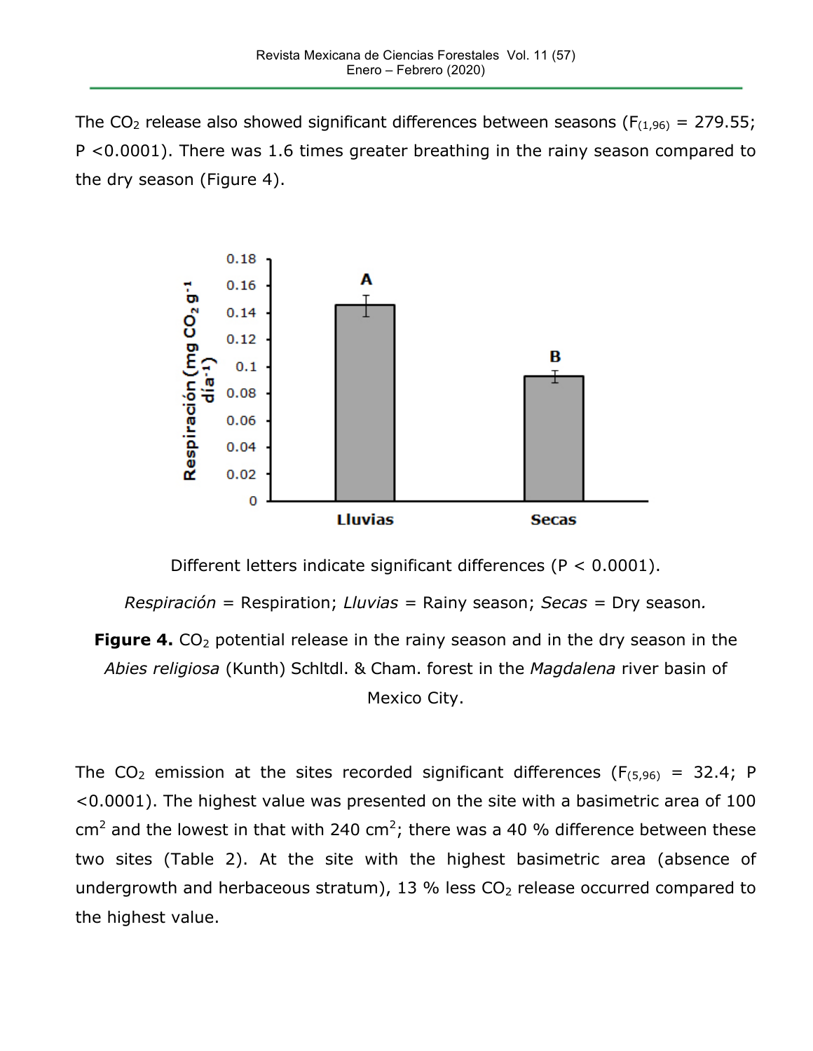The $CO_2$ release also showed significant differences between seasons ($F_{(1,96)}$ = 279.55; P <0.0001). There was 1.6 times greater breathing in the rainy season compared to the dry season (Figure 4).

Different letters indicate significant differences (P < 0.0001).

*Respiración* = Respiration; *Lluvias* = Rainy season; *Secas* = Dry season.

**Figure 4.** $CO_2$ potential release in the rainy season and in the dry season in the *Abies religiosa* (Kunth) Schltdl. & Cham. forest in the *Magdalena* river basin of Mexico City.

The $CO_2$ emission at the sites recorded significant differences ($F_{(5,96)}$ = 32.4; P <0.0001). The highest value was presented on the site with a basimetric area of 100 $cm^2$ and the lowest in that with 240 $cm^2$; there was a 40 % difference between these two sites (Table 2). At the site with the highest basimetric area (absence of undergrowth and herbaceous stratum), 13 % less $CO_2$ release occurred compared to the highest value.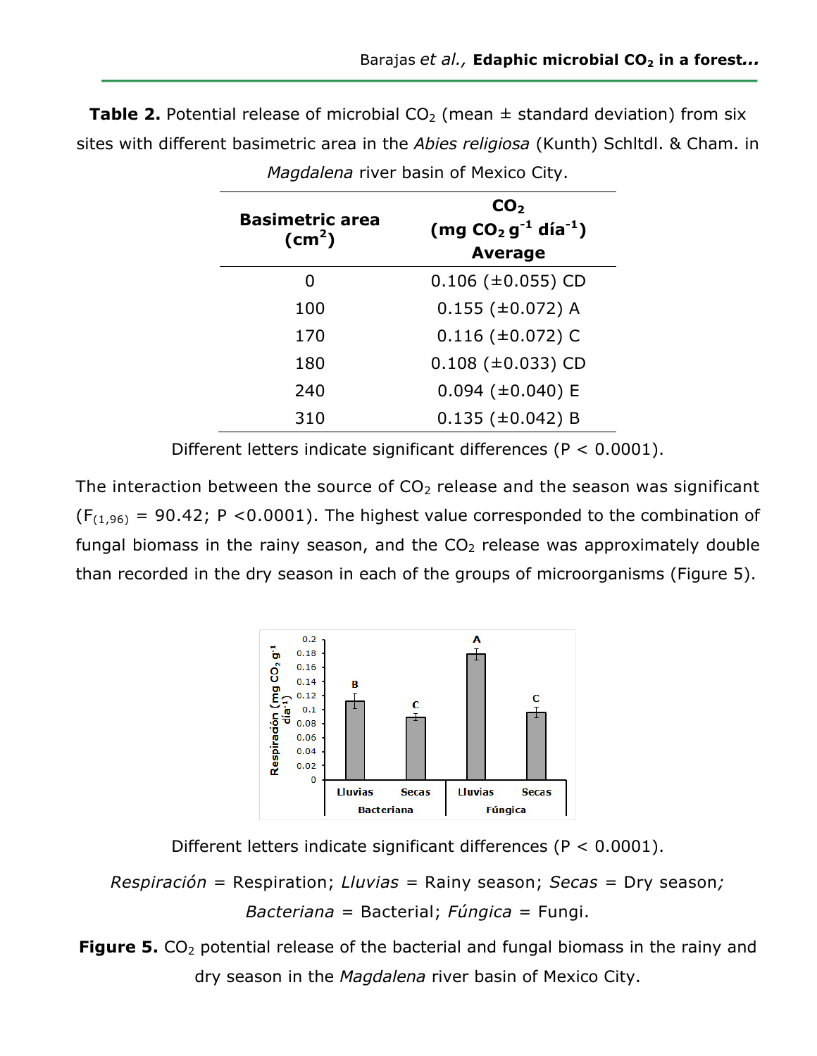**Table 2.** Potential release of microbial $CO_2$ (mean ± standard deviation) from six sites with different basimetric area in the *Abies religiosa* (Kunth) Schltdl. & Cham. in *Magdalena* river basin of Mexico City.

| Basimetric area ($cm^2$) | $CO_2$ (mg $CO_2$ $g^{-1}$ día$^{-1}$) Average |
|---|---|
| 0 | 0.106 (±0.055) CD |
| 100 | 0.155 (±0.072) A |
| 170 | 0.116 (±0.072) C |
| 180 | 0.108 (±0.033) CD |
| 240 | 0.094 (±0.040) E |
| 310 | 0.135 (±0.042) B |

Different letters indicate significant differences (P < 0.0001).

The interaction between the source of $CO_2$ release and the season was significant ($F_{(1,96)}$ = 90.42; P <0.0001). The highest value corresponded to the combination of fungal biomass in the rainy season, and the $CO_2$ release was approximately double than recorded in the dry season in each of the groups of microorganisms (Figure 5).

Different letters indicate significant differences (P < 0.0001).

*Respiración* = Respiration; *Lluvias* = Rainy season; *Secas* = Dry season; *Bacteriana* = Bacterial; *Fúngica* = Fungi.

**Figure 5.** $CO_2$ potential release of the bacterial and fungal biomass in the rainy and dry season in the *Magdalena* river basin of Mexico City.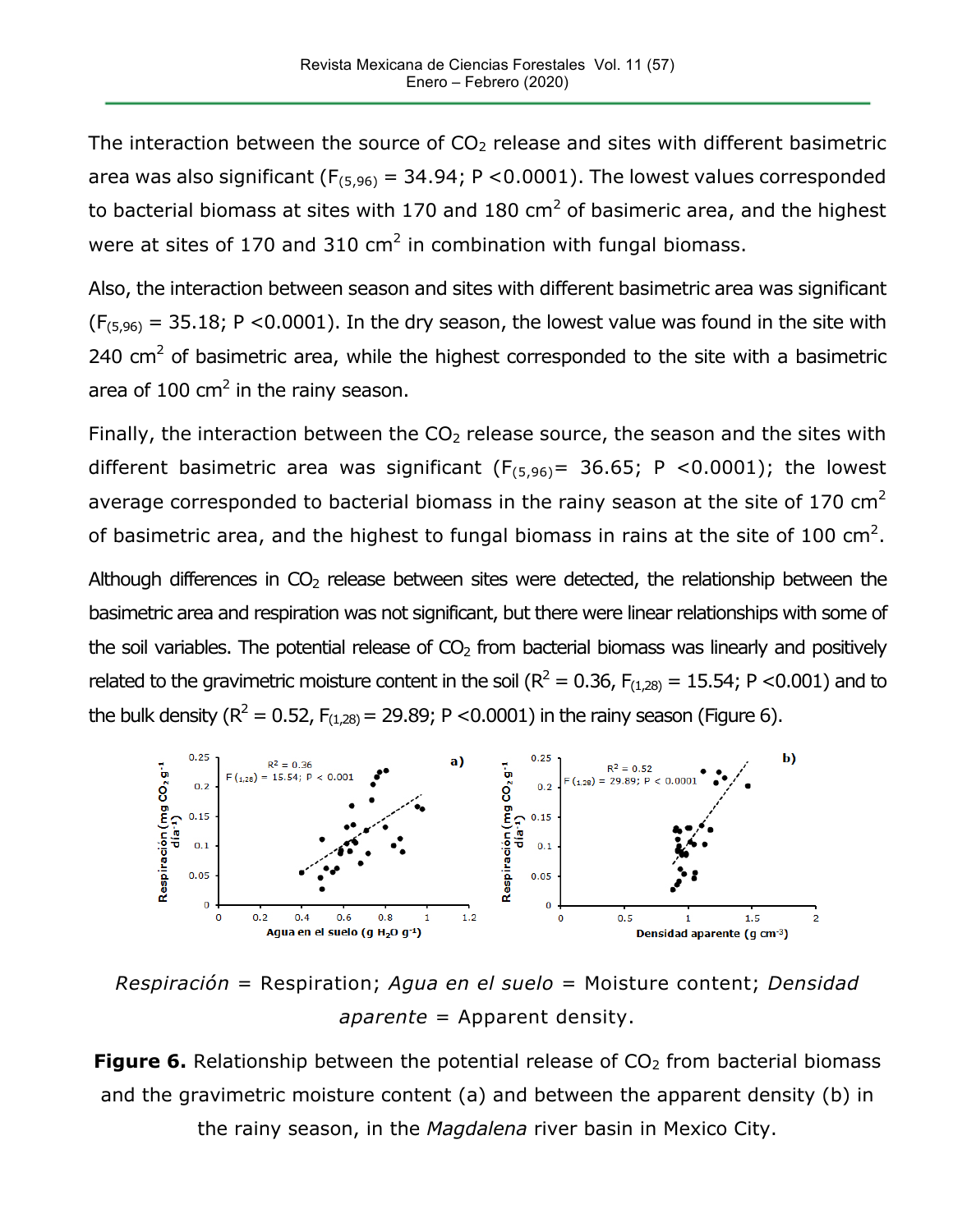The interaction between the source of $CO_2$ release and sites with different basimetric area was also significant ($F_{(5,96)}$ = 34.94; P <0.0001). The lowest values corresponded to bacterial biomass at sites with 170 and 180 $cm^2$ of basimeric area, and the highest were at sites of 170 and 310 $cm^2$ in combination with fungal biomass.

Also, the interaction between season and sites with different basimetric area was significant ($F_{(5,96)}$ = 35.18; P <0.0001). In the dry season, the lowest value was found in the site with 240 $cm^2$ of basimetric area, while the highest corresponded to the site with a basimetric area of 100 $cm^2$ in the rainy season.

Finally, the interaction between the $CO_2$ release source, the season and the sites with different basimetric area was significant ($F_{(5,96)}$= 36.65; P <0.0001); the lowest average corresponded to bacterial biomass in the rainy season at the site of 170 $cm^2$ of basimetric area, and the highest to fungal biomass in rains at the site of 100 $cm^2$.

Although differences in $CO_2$ release between sites were detected, the relationship between the basimetric area and respiration was not significant, but there were linear relationships with some of the soil variables. The potential release of $CO_2$ from bacterial biomass was linearly and positively related to the gravimetric moisture content in the soil ($R^2$ = 0.36, $F_{(1,28)}$ = 15.54; P <0.001) and to the bulk density ($R^2$ = 0.52, $F_{(1,28)}$ = 29.89; P <0.0001) in the rainy season (Figure 6).

*Respiración* = Respiration; *Agua en el suelo* = Moisture content; *Densidad aparente* = Apparent density.

**Figure 6.** Relationship between the potential release of $CO_2$ from bacterial biomass and the gravimetric moisture content (a) and between the apparent density (b) in the rainy season, in the *Magdalena* river basin in Mexico City.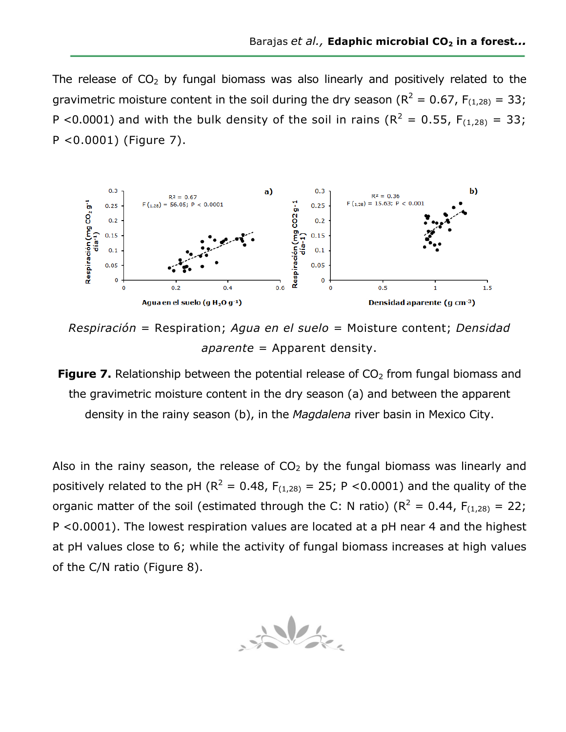The release of $CO_2$ by fungal biomass was also linearly and positively related to the gravimetric moisture content in the soil during the dry season ($R^2$ = 0.67, $F_{(1,28)}$ = 33; P <0.0001) and with the bulk density of the soil in rains ($R^2$ = 0.55, $F_{(1,28)}$ = 33; P <0.0001) (Figure 7).

*Respiración* = Respiration; *Agua en el suelo* = Moisture content; *Densidad aparente* = Apparent density.

**Figure 7.** Relationship between the potential release of $CO_2$ from fungal biomass and the gravimetric moisture content in the dry season (a) and between the apparent density in the rainy season (b), in the *Magdalena* river basin in Mexico City.

Also in the rainy season, the release of $CO_2$ by the fungal biomass was linearly and positively related to the pH ($R^2$ = 0.48, $F_{(1,28)}$ = 25; P <0.0001) and the quality of the organic matter of the soil (estimated through the C: N ratio) ($R^2$ = 0.44, $F_{(1,28)}$ = 22; P <0.0001). The lowest respiration values are located at a pH near 4 and the highest at pH values close to 6; while the activity of fungal biomass increases at high values of the C/N ratio (Figure 8).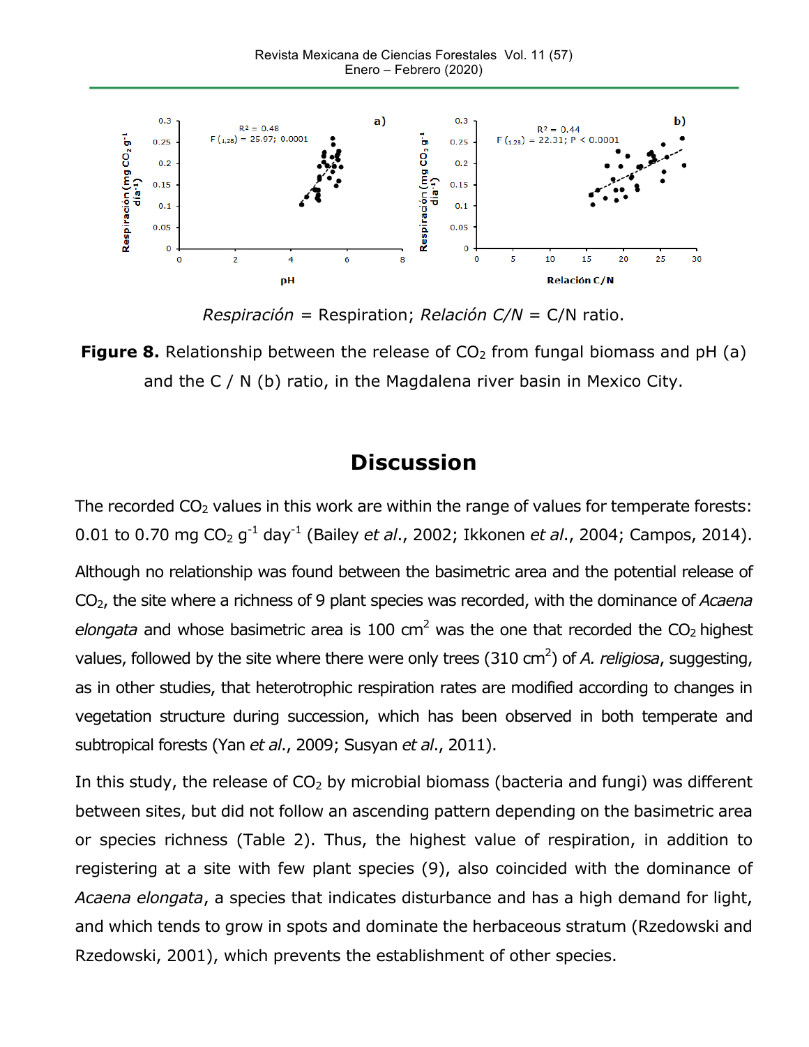*Respiración* = Respiration; *Relación C/N* = C/N ratio.

**Figure 8.** Relationship between the release of $CO_2$ from fungal biomass and pH (a) and the C / N (b) ratio, in the Magdalena river basin in Mexico City.

## Discussion

The recorded $CO_2$ values in this work are within the range of values for temperate forests: 0.01 to 0.70 mg $CO_2$ $g^{-1}$ $day^{-1}$ (Bailey *et al*., 2002; Ikkonen *et al*., 2004; Campos, 2014).

Although no relationship was found between the basimetric area and the potential release of $CO_2$, the site where a richness of 9 plant species was recorded, with the dominance of *Acaena elongata* and whose basimetric area is 100 $cm^2$ was the one that recorded the $CO_2$ highest values, followed by the site where there were only trees (310 $cm^2$) of *A. religiosa*, suggesting, as in other studies, that heterotrophic respiration rates are modified according to changes in vegetation structure during succession, which has been observed in both temperate and subtropical forests (Yan *et al*., 2009; Susyan *et al*., 2011).

In this study, the release of $CO_2$ by microbial biomass (bacteria and fungi) was different between sites, but did not follow an ascending pattern depending on the basimetric area or species richness (Table 2). Thus, the highest value of respiration, in addition to registering at a site with few plant species (9), also coincided with the dominance of *Acaena elongata*, a species that indicates disturbance and has a high demand for light, and which tends to grow in spots and dominate the herbaceous stratum (Rzedowski and Rzedowski, 2001), which prevents the establishment of other species.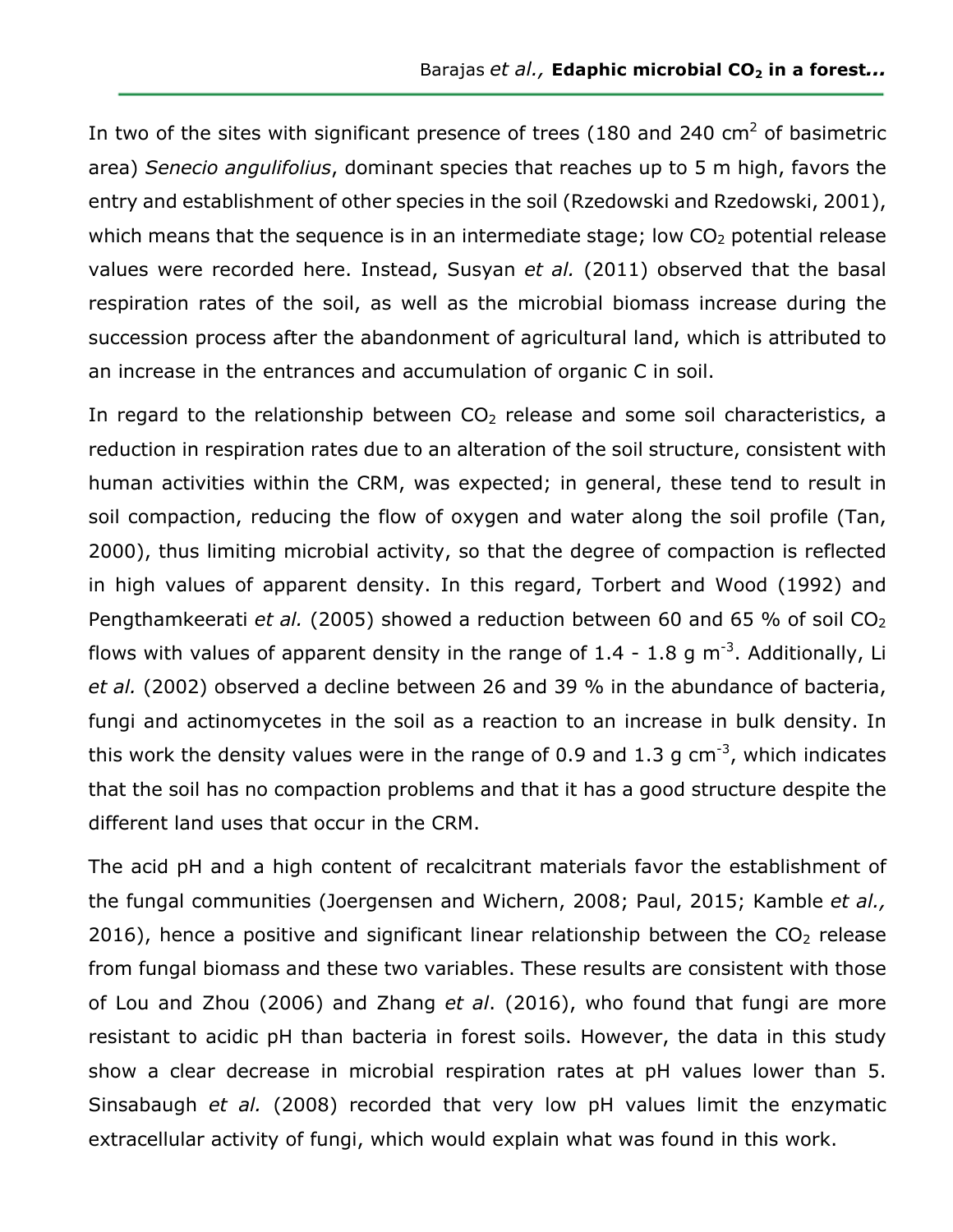In two of the sites with significant presence of trees (180 and 240 $cm^2$ of basimetric area) *Senecio angulifolius*, dominant species that reaches up to 5 m high, favors the entry and establishment of other species in the soil (Rzedowski and Rzedowski, 2001), which means that the sequence is in an intermediate stage; low $CO_2$ potential release values were recorded here. Instead, Susyan *et al.* (2011) observed that the basal respiration rates of the soil, as well as the microbial biomass increase during the succession process after the abandonment of agricultural land, which is attributed to an increase in the entrances and accumulation of organic C in soil.

In regard to the relationship between $CO_2$ release and some soil characteristics, a reduction in respiration rates due to an alteration of the soil structure, consistent with human activities within the CRM, was expected; in general, these tend to result in soil compaction, reducing the flow of oxygen and water along the soil profile (Tan, 2000), thus limiting microbial activity, so that the degree of compaction is reflected in high values of apparent density. In this regard, Torbert and Wood (1992) and Pengthamkeerati *et al.* (2005) showed a reduction between 60 and 65 % of soil $CO_2$ flows with values of apparent density in the range of 1.4 - 1.8 g $m^{-3}$. Additionally, Li *et al.* (2002) observed a decline between 26 and 39 % in the abundance of bacteria, fungi and actinomycetes in the soil as a reaction to an increase in bulk density. In this work the density values were in the range of 0.9 and 1.3 g $cm^{-3}$, which indicates that the soil has no compaction problems and that it has a good structure despite the different land uses that occur in the CRM.

The acid pH and a high content of recalcitrant materials favor the establishment of the fungal communities (Joergensen and Wichern, 2008; Paul, 2015; Kamble *et al.,* 2016), hence a positive and significant linear relationship between the $CO_2$ release from fungal biomass and these two variables. These results are consistent with those of Lou and Zhou (2006) and Zhang *et al*. (2016), who found that fungi are more resistant to acidic pH than bacteria in forest soils. However, the data in this study show a clear decrease in microbial respiration rates at pH values lower than 5. Sinsabaugh *et al.* (2008) recorded that very low pH values limit the enzymatic extracellular activity of fungi, which would explain what was found in this work.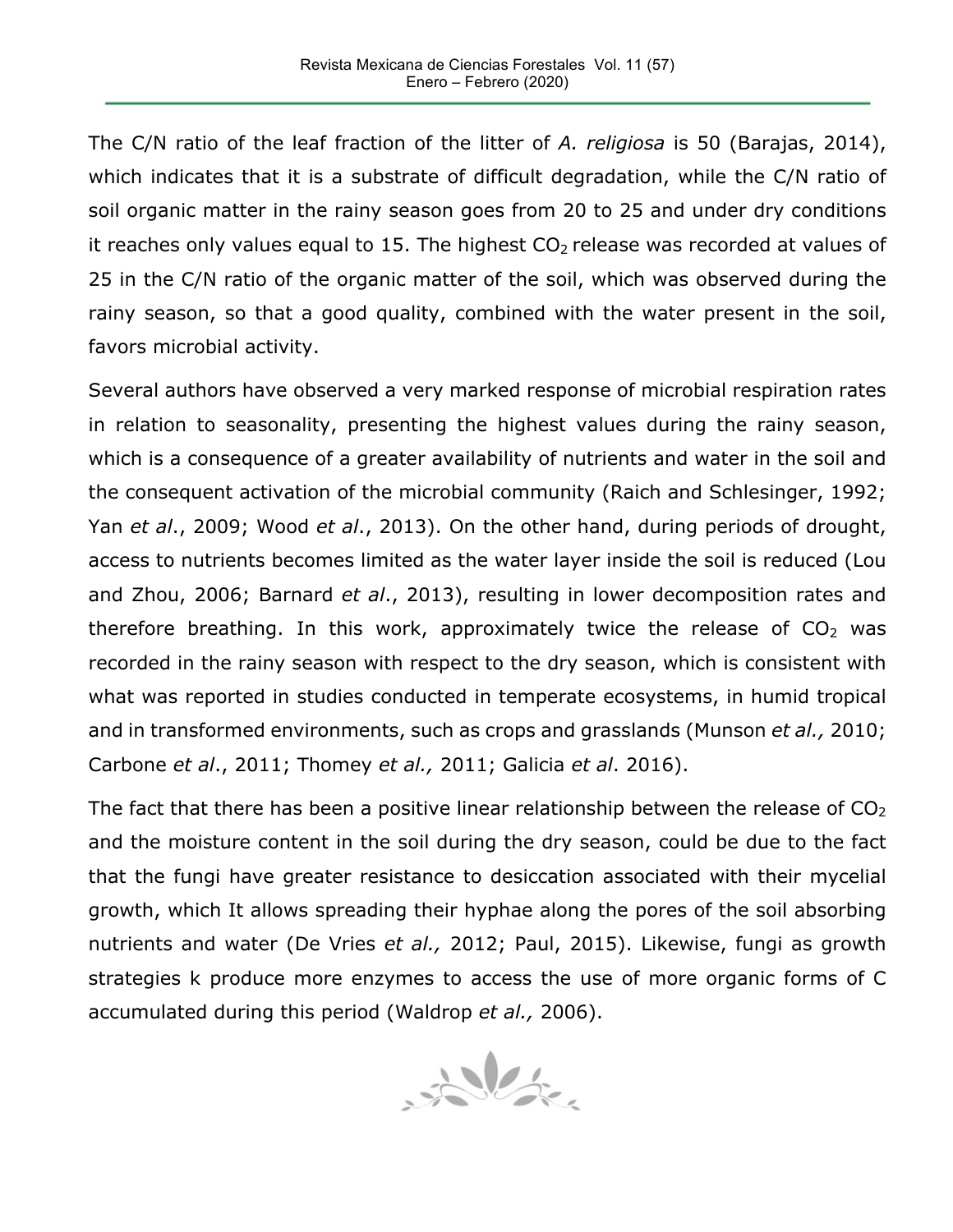The C/N ratio of the leaf fraction of the litter of *A. religiosa* is 50 (Barajas, 2014), which indicates that it is a substrate of difficult degradation, while the C/N ratio of soil organic matter in the rainy season goes from 20 to 25 and under dry conditions it reaches only values equal to 15. The highest $CO_2$ release was recorded at values of 25 in the C/N ratio of the organic matter of the soil, which was observed during the rainy season, so that a good quality, combined with the water present in the soil, favors microbial activity.

Several authors have observed a very marked response of microbial respiration rates in relation to seasonality, presenting the highest values during the rainy season, which is a consequence of a greater availability of nutrients and water in the soil and the consequent activation of the microbial community (Raich and Schlesinger, 1992; Yan *et al*., 2009; Wood *et al*., 2013). On the other hand, during periods of drought, access to nutrients becomes limited as the water layer inside the soil is reduced (Lou and Zhou, 2006; Barnard *et al*., 2013), resulting in lower decomposition rates and therefore breathing. In this work, approximately twice the release of $CO_2$ was recorded in the rainy season with respect to the dry season, which is consistent with what was reported in studies conducted in temperate ecosystems, in humid tropical and in transformed environments, such as crops and grasslands (Munson *et al.,* 2010; Carbone *et al*., 2011; Thomey *et al.,* 2011; Galicia *et al*. 2016).

The fact that there has been a positive linear relationship between the release of $CO_2$ and the moisture content in the soil during the dry season, could be due to the fact that the fungi have greater resistance to desiccation associated with their mycelial growth, which It allows spreading their hyphae along the pores of the soil absorbing nutrients and water (De Vries *et al.,* 2012; Paul, 2015). Likewise, fungi as growth strategies k produce more enzymes to access the use of more organic forms of C accumulated during this period (Waldrop *et al.,* 2006).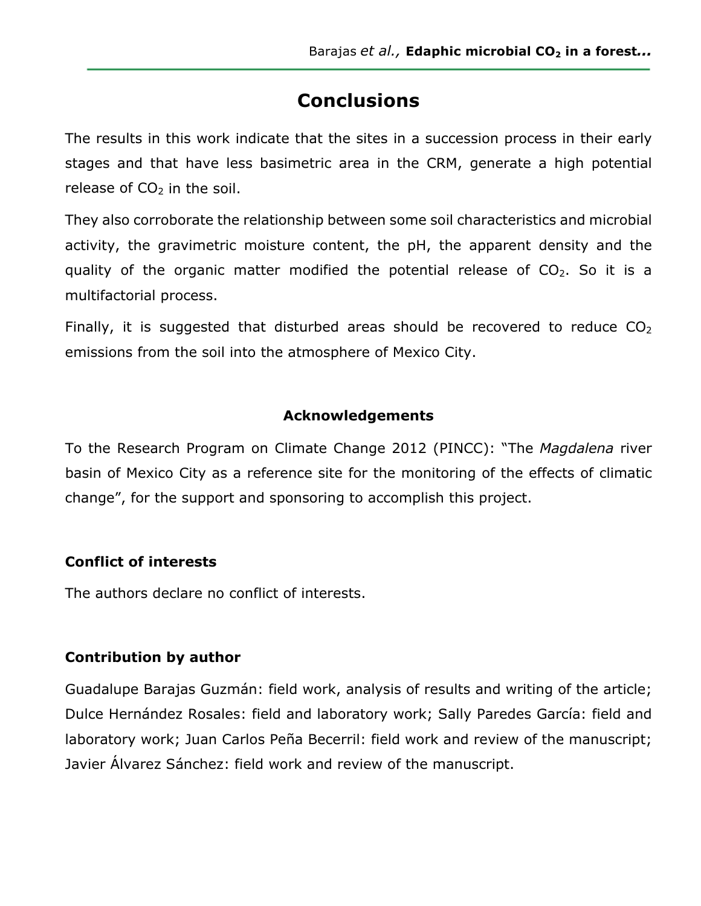## Conclusions

The results in this work indicate that the sites in a succession process in their early stages and that have less basimetric area in the CRM, generate a high potential release of $CO_2$ in the soil.

They also corroborate the relationship between some soil characteristics and microbial activity, the gravimetric moisture content, the pH, the apparent density and the quality of the organic matter modified the potential release of $CO_2$. So it is a multifactorial process.

Finally, it is suggested that disturbed areas should be recovered to reduce $CO_2$ emissions from the soil into the atmosphere of Mexico City.

### Acknowledgements

To the Research Program on Climate Change 2012 (PINCC): "The *Magdalena* river basin of Mexico City as a reference site for the monitoring of the effects of climatic change", for the support and sponsoring to accomplish this project.

### Conflict of interests

The authors declare no conflict of interests.

### Contribution by author

Guadalupe Barajas Guzmán: field work, analysis of results and writing of the article; Dulce Hernández Rosales: field and laboratory work; Sally Paredes García: field and laboratory work; Juan Carlos Peña Becerril: field work and review of the manuscript; Javier Álvarez Sánchez: field work and review of the manuscript.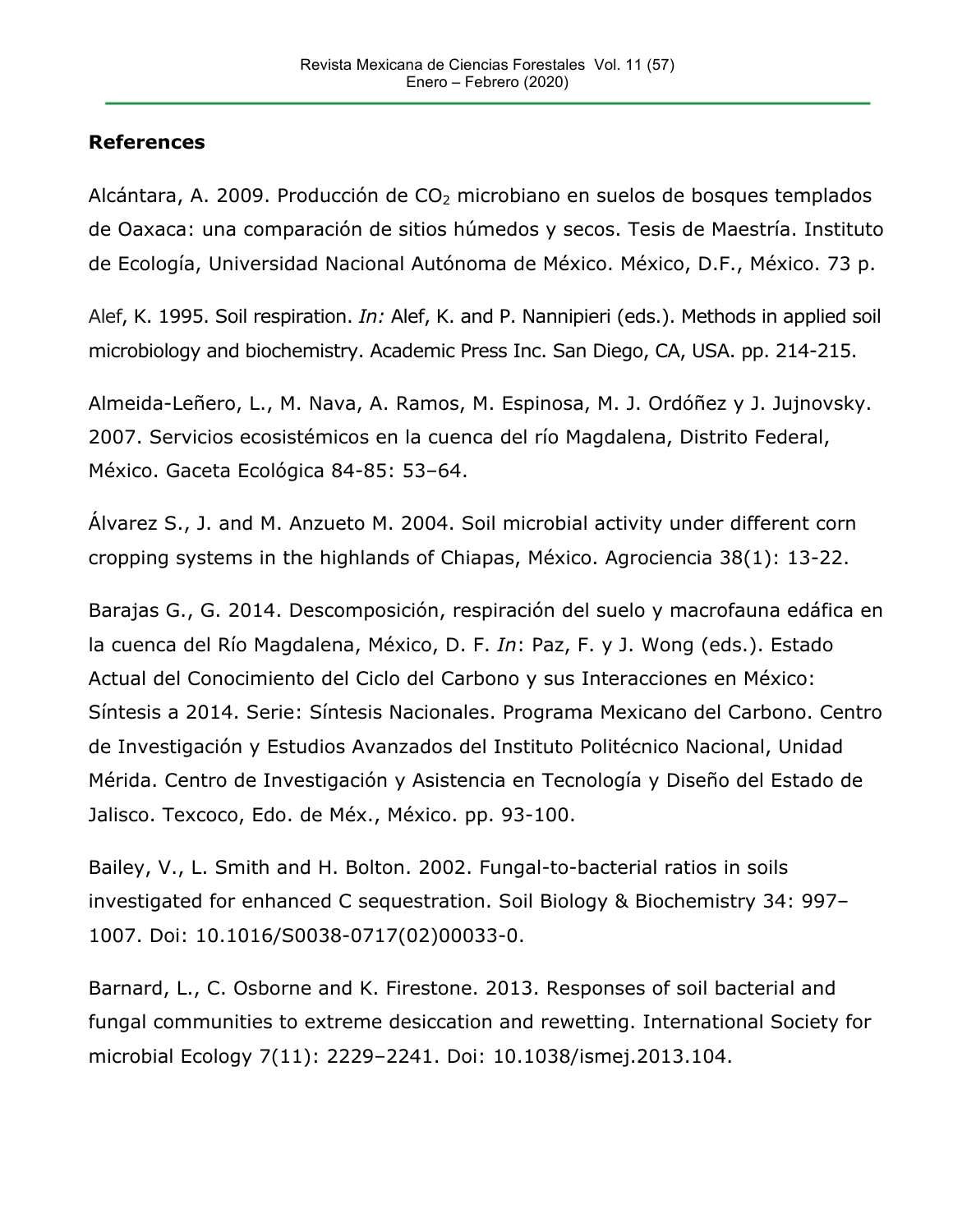## References

Alcántara, A. 2009. Producción de $CO_2$ microbiano en suelos de bosques templados de Oaxaca: una comparación de sitios húmedos y secos. Tesis de Maestría. Instituto de Ecología, Universidad Nacional Autónoma de México. México, D.F., México. 73 p.

Alef, K. 1995. Soil respiration. *In:* Alef, K. and P. Nannipieri (eds.). Methods in applied soil microbiology and biochemistry. Academic Press Inc. San Diego, CA, USA. pp. 214-215.

Almeida-Leñero, L., M. Nava, A. Ramos, M. Espinosa, M. J. Ordóñez y J. Jujnovsky. 2007. Servicios ecosistémicos en la cuenca del río Magdalena, Distrito Federal, México. Gaceta Ecológica 84-85: 53–64.

Álvarez S., J. and M. Anzueto M. 2004. Soil microbial activity under different corn cropping systems in the highlands of Chiapas, México. Agrociencia 38(1): 13-22.

Barajas G., G. 2014. Descomposición, respiración del suelo y macrofauna edáfica en la cuenca del Río Magdalena, México, D. F. *In*: Paz, F. y J. Wong (eds.). Estado Actual del Conocimiento del Ciclo del Carbono y sus Interacciones en México: Síntesis a 2014. Serie: Síntesis Nacionales. Programa Mexicano del Carbono. Centro de Investigación y Estudios Avanzados del Instituto Politécnico Nacional, Unidad Mérida. Centro de Investigación y Asistencia en Tecnología y Diseño del Estado de Jalisco. Texcoco, Edo. de Méx., México. pp. 93-100.

Bailey, V., L. Smith and H. Bolton. 2002. Fungal-to-bacterial ratios in soils investigated for enhanced C sequestration. Soil Biology & Biochemistry 34: 997–1007. Doi: 10.1016/S0038-0717(02)00033-0.

Barnard, L., C. Osborne and K. Firestone. 2013. Responses of soil bacterial and fungal communities to extreme desiccation and rewetting. International Society for microbial Ecology 7(11): 2229–2241. Doi: 10.1038/ismej.2013.104.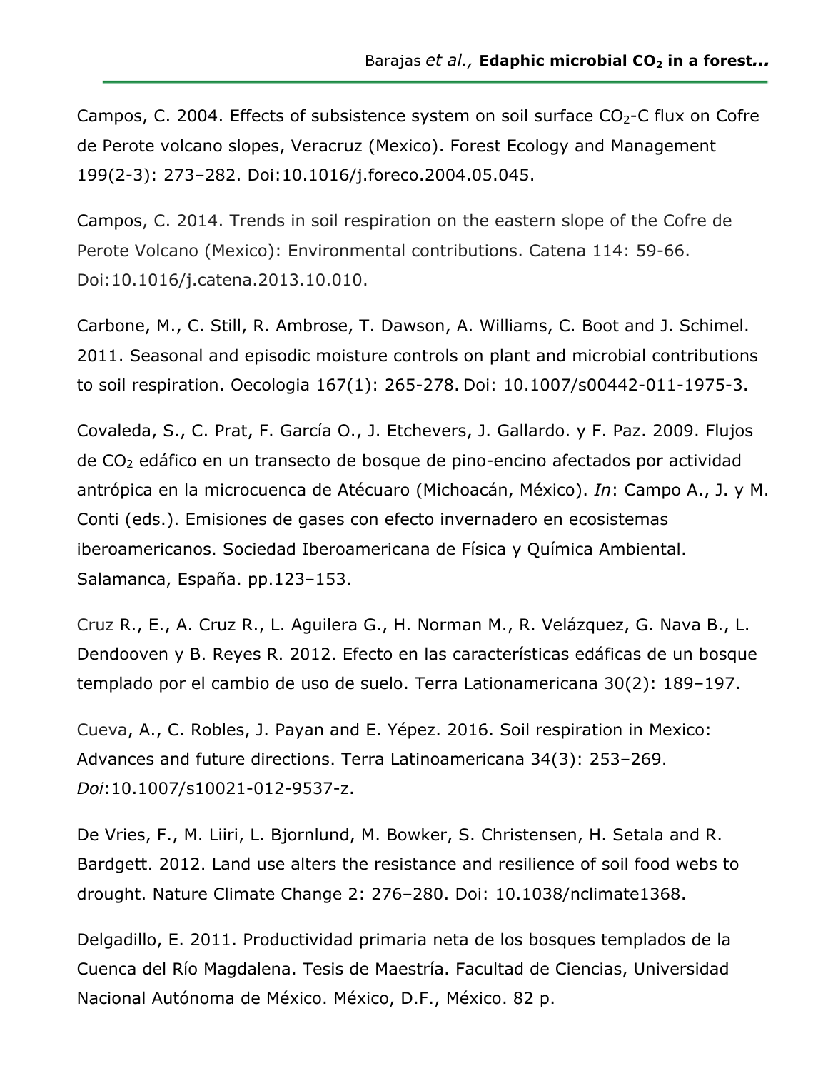Campos, C. 2004. Effects of subsistence system on soil surface $CO_2$-C flux on Cofre de Perote volcano slopes, Veracruz (Mexico). Forest Ecology and Management 199(2-3): 273–282. Doi:10.1016/j.foreco.2004.05.045.

Campos, C. 2014. Trends in soil respiration on the eastern slope of the Cofre de Perote Volcano (Mexico): Environmental contributions. Catena 114: 59-66. Doi:10.1016/j.catena.2013.10.010.

Carbone, M., C. Still, R. Ambrose, T. Dawson, A. Williams, C. Boot and J. Schimel. 2011. Seasonal and episodic moisture controls on plant and microbial contributions to soil respiration. Oecologia 167(1): 265-278. Doi: 10.1007/s00442-011-1975-3.

Covaleda, S., C. Prat, F. García O., J. Etchevers, J. Gallardo. y F. Paz. 2009. Flujos de $CO_2$ edáfico en un transecto de bosque de pino-encino afectados por actividad antrópica en la microcuenca de Atécuaro (Michoacán, México). *In*: Campo A., J. y M. Conti (eds.). Emisiones de gases con efecto invernadero en ecosistemas iberoamericanos. Sociedad Iberoamericana de Física y Química Ambiental. Salamanca, España. pp.123–153.

Cruz R., E., A. Cruz R., L. Aguilera G., H. Norman M., R. Velázquez, G. Nava B., L. Dendooven y B. Reyes R. 2012. Efecto en las características edáficas de un bosque templado por el cambio de uso de suelo. Terra Lationamericana 30(2): 189–197.

Cueva, A., C. Robles, J. Payan and E. Yépez. 2016. Soil respiration in Mexico: Advances and future directions. Terra Latinoamericana 34(3): 253–269. *Doi*:10.1007/s10021-012-9537-z.

De Vries, F., M. Liiri, L. Bjornlund, M. Bowker, S. Christensen, H. Setala and R. Bardgett. 2012. Land use alters the resistance and resilience of soil food webs to drought. Nature Climate Change 2: 276–280. Doi: 10.1038/nclimate1368.

Delgadillo, E. 2011. Productividad primaria neta de los bosques templados de la Cuenca del Río Magdalena. Tesis de Maestría. Facultad de Ciencias, Universidad Nacional Autónoma de México. México, D.F., México. 82 p.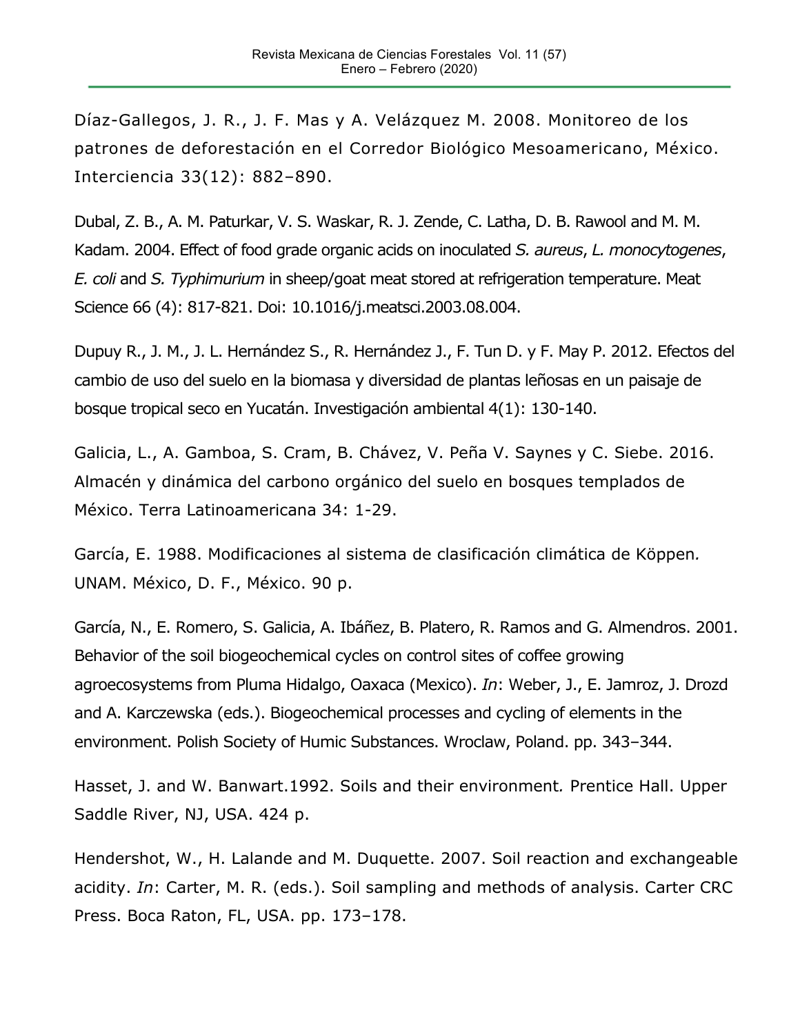Díaz-Gallegos, J. R., J. F. Mas y A. Velázquez M. 2008. Monitoreo de los patrones de deforestación en el Corredor Biológico Mesoamericano, México. Interciencia 33(12): 882–890.

Dubal, Z. B., A. M. Paturkar, V. S. Waskar, R. J. Zende, C. Latha, D. B. Rawool and M. M. Kadam. 2004. Effect of food grade organic acids on inoculated *S. aureus*, *L. monocytogenes*, *E. coli* and *S. Typhimurium* in sheep/goat meat stored at refrigeration temperature. Meat Science 66 (4): 817-821. Doi: 10.1016/j.meatsci.2003.08.004.

Dupuy R., J. M., J. L. Hernández S., R. Hernández J., F. Tun D. y F. May P. 2012. Efectos del cambio de uso del suelo en la biomasa y diversidad de plantas leñosas en un paisaje de bosque tropical seco en Yucatán. Investigación ambiental 4(1): 130-140.

Galicia, L., A. Gamboa, S. Cram, B. Chávez, V. Peña V. Saynes y C. Siebe. 2016. Almacén y dinámica del carbono orgánico del suelo en bosques templados de México. Terra Latinoamericana 34: 1-29.

García, E. 1988. Modificaciones al sistema de clasificación climática de Köppen*.* UNAM. México, D. F., México. 90 p.

García, N., E. Romero, S. Galicia, A. Ibáñez, B. Platero, R. Ramos and G. Almendros. 2001. Behavior of the soil biogeochemical cycles on control sites of coffee growing agroecosystems from Pluma Hidalgo, Oaxaca (Mexico). *In*: Weber, J., E. Jamroz, J. Drozd and A. Karczewska (eds.). Biogeochemical processes and cycling of elements in the environment. Polish Society of Humic Substances. Wroclaw, Poland. pp. 343–344.

Hasset, J. and W. Banwart.1992. Soils and their environment*.* Prentice Hall. Upper Saddle River, NJ, USA. 424 p.

Hendershot, W., H. Lalande and M. Duquette. 2007. Soil reaction and exchangeable acidity. *In*: Carter, M. R. (eds.). Soil sampling and methods of analysis. Carter CRC Press. Boca Raton, FL, USA. pp. 173–178.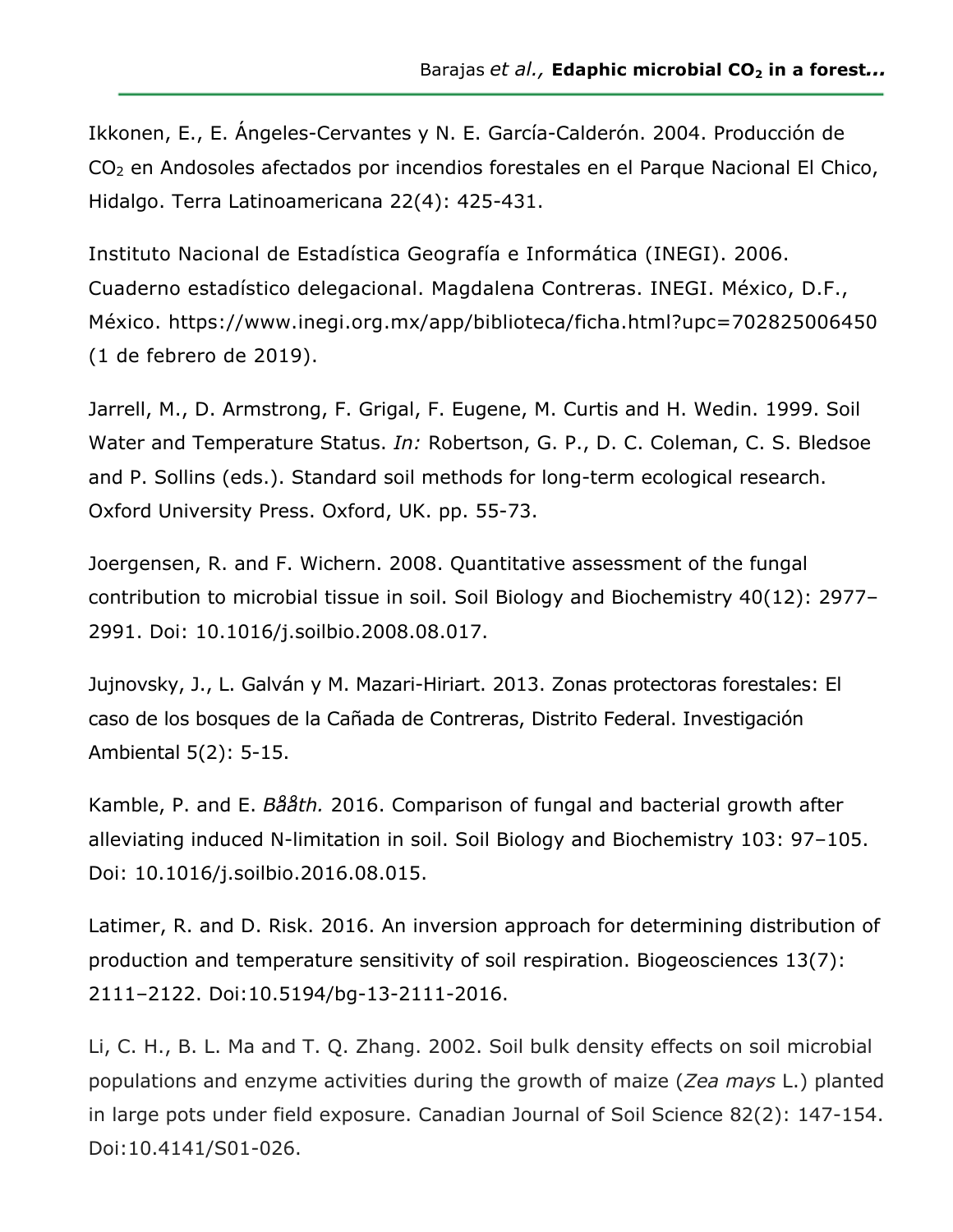Ikkonen, E., E. Ángeles-Cervantes y N. E. García-Calderón. 2004. Producción de $CO_2$ en Andosoles afectados por incendios forestales en el Parque Nacional El Chico, Hidalgo. Terra Latinoamericana 22(4): 425-431.

Instituto Nacional de Estadística Geografía e Informática (INEGI). 2006. Cuaderno estadístico delegacional. Magdalena Contreras. INEGI. México, D.F., México. https://www.inegi.org.mx/app/biblioteca/ficha.html?upc=702825006450 (1 de febrero de 2019).

Jarrell, M., D. Armstrong, F. Grigal, F. Eugene, M. Curtis and H. Wedin. 1999. Soil Water and Temperature Status. *In:* Robertson, G. P., D. C. Coleman, C. S. Bledsoe and P. Sollins (eds.). Standard soil methods for long-term ecological research. Oxford University Press. Oxford, UK. pp. 55-73.

Joergensen, R. and F. Wichern. 2008. Quantitative assessment of the fungal contribution to microbial tissue in soil. Soil Biology and Biochemistry 40(12): 2977–2991. Doi: 10.1016/j.soilbio.2008.08.017.

Jujnovsky, J., L. Galván y M. Mazari-Hiriart. 2013. Zonas protectoras forestales: El caso de los bosques de la Cañada de Contreras, Distrito Federal. Investigación Ambiental 5(2): 5-15.

Kamble, P. and E. *Bååth.* 2016. Comparison of fungal and bacterial growth after alleviating induced N-limitation in soil. Soil Biology and Biochemistry 103: 97–105. Doi: 10.1016/j.soilbio.2016.08.015.

Latimer, R. and D. Risk. 2016. An inversion approach for determining distribution of production and temperature sensitivity of soil respiration. Biogeosciences 13(7): 2111–2122. Doi:10.5194/bg-13-2111-2016.

Li, C. H., B. L. Ma and T. Q. Zhang. 2002. Soil bulk density effects on soil microbial populations and enzyme activities during the growth of maize (*Zea mays* L.) planted in large pots under field exposure. Canadian Journal of Soil Science 82(2): 147-154. Doi:10.4141/S01-026.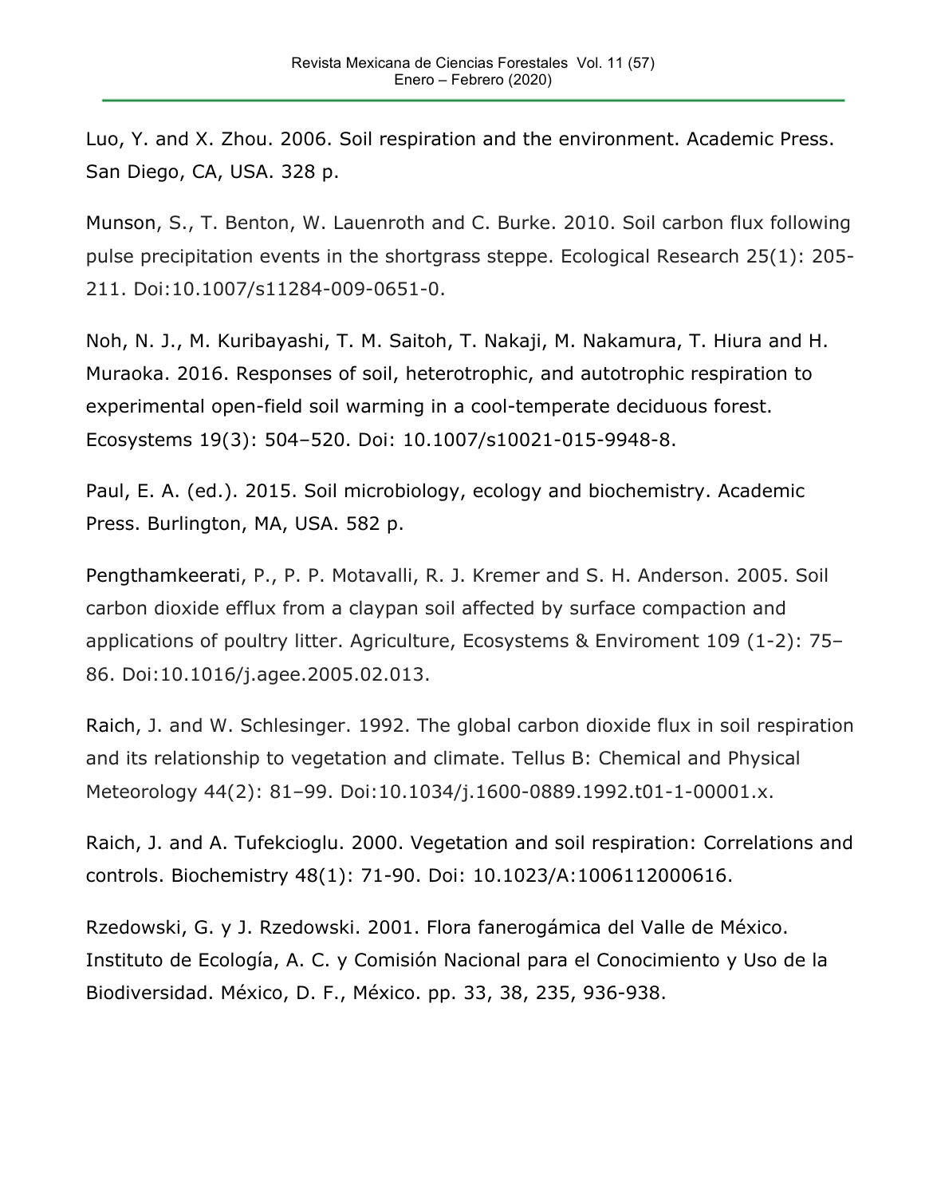Luo, Y. and X. Zhou. 2006. Soil respiration and the environment. Academic Press. San Diego, CA, USA. 328 p.

Munson, S., T. Benton, W. Lauenroth and C. Burke. 2010. Soil carbon flux following pulse precipitation events in the shortgrass steppe. Ecological Research 25(1): 205-211. Doi:10.1007/s11284-009-0651-0.

Noh, N. J., M. Kuribayashi, T. M. Saitoh, T. Nakaji, M. Nakamura, T. Hiura and H. Muraoka. 2016. Responses of soil, heterotrophic, and autotrophic respiration to experimental open-field soil warming in a cool-temperate deciduous forest. Ecosystems 19(3): 504–520. Doi: 10.1007/s10021-015-9948-8.

Paul, E. A. (ed.). 2015. Soil microbiology, ecology and biochemistry. Academic Press. Burlington, MA, USA. 582 p.

Pengthamkeerati, P., P. P. Motavalli, R. J. Kremer and S. H. Anderson. 2005. Soil carbon dioxide efflux from a claypan soil affected by surface compaction and applications of poultry litter. Agriculture, Ecosystems & Enviroment 109 (1-2): 75–86. Doi:10.1016/j.agee.2005.02.013.

Raich, J. and W. Schlesinger. 1992. The global carbon dioxide flux in soil respiration and its relationship to vegetation and climate. Tellus B: Chemical and Physical Meteorology 44(2): 81–99. Doi:10.1034/j.1600-0889.1992.t01-1-00001.x.

Raich, J. and A. Tufekcioglu. 2000. Vegetation and soil respiration: Correlations and controls. Biochemistry 48(1): 71-90. Doi: 10.1023/A:1006112000616.

Rzedowski, G. y J. Rzedowski. 2001. Flora fanerogámica del Valle de México. Instituto de Ecología, A. C. y Comisión Nacional para el Conocimiento y Uso de la Biodiversidad. México, D. F., México. pp. 33, 38, 235, 936-938.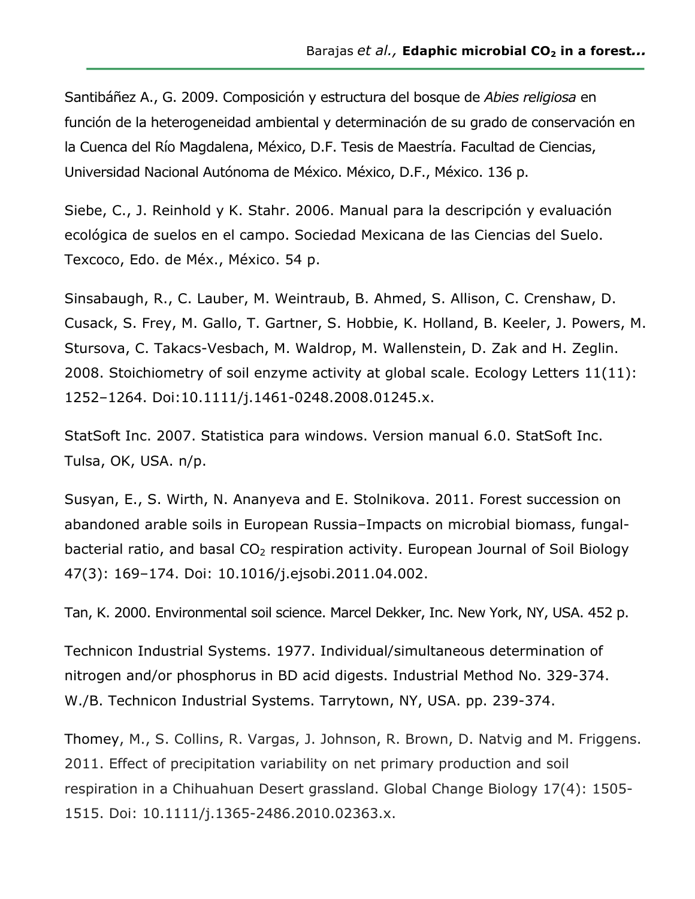Santibáñez A., G. 2009. Composición y estructura del bosque de *Abies religiosa* en función de la heterogeneidad ambiental y determinación de su grado de conservación en la Cuenca del Río Magdalena, México, D.F. Tesis de Maestría. Facultad de Ciencias, Universidad Nacional Autónoma de México. México, D.F., México. 136 p.

Siebe, C., J. Reinhold y K. Stahr. 2006. Manual para la descripción y evaluación ecológica de suelos en el campo. Sociedad Mexicana de las Ciencias del Suelo. Texcoco, Edo. de Méx., México. 54 p.

Sinsabaugh, R., C. Lauber, M. Weintraub, B. Ahmed, S. Allison, C. Crenshaw, D. Cusack, S. Frey, M. Gallo, T. Gartner, S. Hobbie, K. Holland, B. Keeler, J. Powers, M. Stursova, C. Takacs-Vesbach, M. Waldrop, M. Wallenstein, D. Zak and H. Zeglin. 2008. Stoichiometry of soil enzyme activity at global scale. Ecology Letters 11(11): 1252–1264. Doi:10.1111/j.1461-0248.2008.01245.x.

StatSoft Inc. 2007. Statistica para windows. Version manual 6.0. StatSoft Inc. Tulsa, OK, USA. n/p.

Susyan, E., S. Wirth, N. Ananyeva and E. Stolnikova. 2011. Forest succession on abandoned arable soils in European Russia–Impacts on microbial biomass, fungal-bacterial ratio, and basal $CO_2$ respiration activity. European Journal of Soil Biology 47(3): 169–174. Doi: 10.1016/j.ejsobi.2011.04.002.

Tan, K. 2000. Environmental soil science. Marcel Dekker, Inc. New York, NY, USA. 452 p.

Technicon Industrial Systems. 1977. Individual/simultaneous determination of nitrogen and/or phosphorus in BD acid digests. Industrial Method No. 329-374. W./B. Technicon Industrial Systems. Tarrytown, NY, USA. pp. 239-374.

Thomey, M., S. Collins, R. Vargas, J. Johnson, R. Brown, D. Natvig and M. Friggens. 2011. Effect of precipitation variability on net primary production and soil respiration in a Chihuahuan Desert grassland. Global Change Biology 17(4): 1505-1515. Doi: 10.1111/j.1365-2486.2010.02363.x.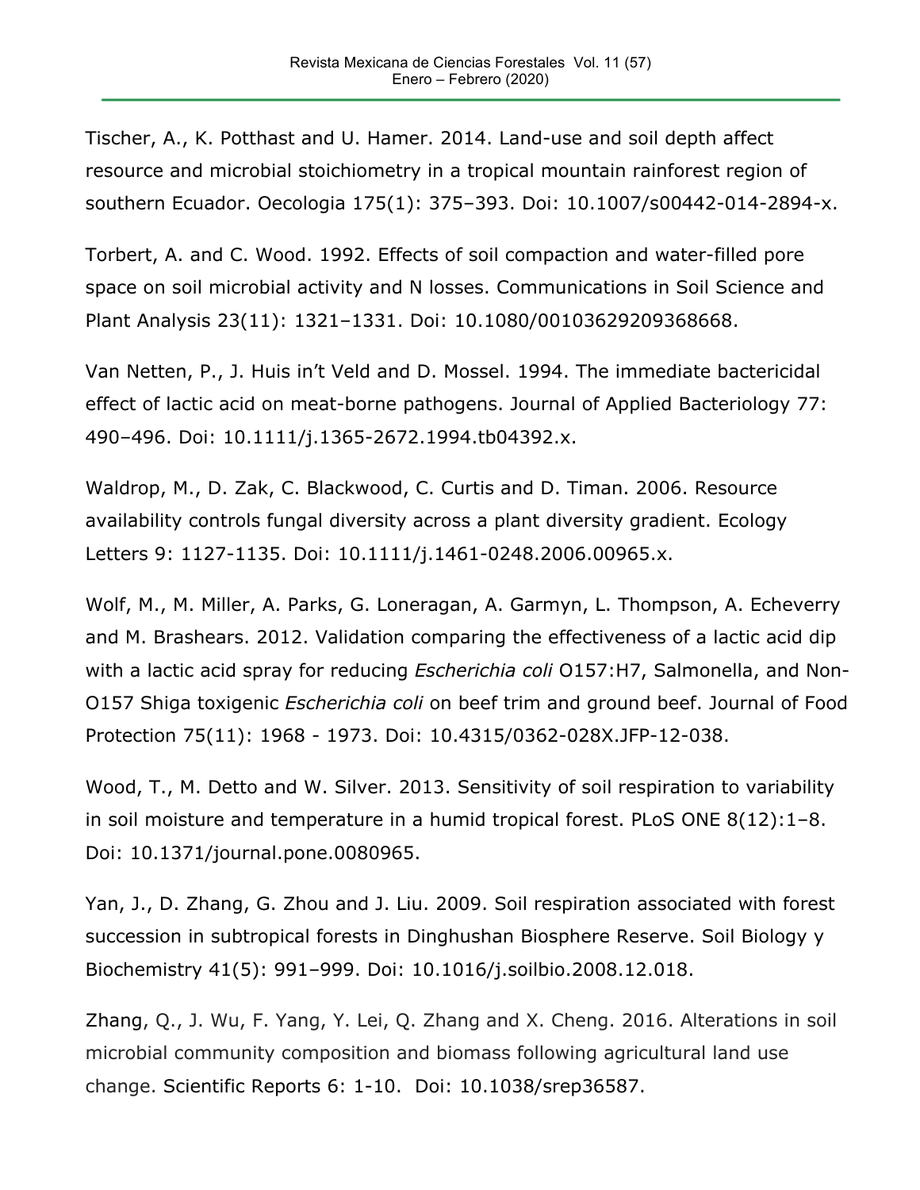Tischer, A., K. Potthast and U. Hamer. 2014. Land-use and soil depth affect resource and microbial stoichiometry in a tropical mountain rainforest region of southern Ecuador. Oecologia 175(1): 375–393. Doi: 10.1007/s00442-014-2894-x.

Torbert, A. and C. Wood. 1992. Effects of soil compaction and water-filled pore space on soil microbial activity and N losses. Communications in Soil Science and Plant Analysis 23(11): 1321–1331. Doi: 10.1080/00103629209368668.

Van Netten, P., J. Huis in't Veld and D. Mossel. 1994. The immediate bactericidal effect of lactic acid on meat-borne pathogens. Journal of Applied Bacteriology 77: 490–496. Doi: 10.1111/j.1365-2672.1994.tb04392.x.

Waldrop, M., D. Zak, C. Blackwood, C. Curtis and D. Timan. 2006. Resource availability controls fungal diversity across a plant diversity gradient. Ecology Letters 9: 1127-1135. Doi: 10.1111/j.1461-0248.2006.00965.x.

Wolf, M., M. Miller, A. Parks, G. Loneragan, A. Garmyn, L. Thompson, A. Echeverry and M. Brashears. 2012. Validation comparing the effectiveness of a lactic acid dip with a lactic acid spray for reducing *Escherichia coli* O157:H7, Salmonella, and Non-O157 Shiga toxigenic *Escherichia coli* on beef trim and ground beef. Journal of Food Protection 75(11): 1968 - 1973. Doi: 10.4315/0362-028X.JFP-12-038.

Wood, T., M. Detto and W. Silver. 2013. Sensitivity of soil respiration to variability in soil moisture and temperature in a humid tropical forest. PLoS ONE 8(12):1–8. Doi: 10.1371/journal.pone.0080965.

Yan, J., D. Zhang, G. Zhou and J. Liu. 2009. Soil respiration associated with forest succession in subtropical forests in Dinghushan Biosphere Reserve. Soil Biology y Biochemistry 41(5): 991–999. Doi: 10.1016/j.soilbio.2008.12.018.

Zhang, Q., J. Wu, F. Yang, Y. Lei, Q. Zhang and X. Cheng. 2016. Alterations in soil microbial community composition and biomass following agricultural land use change. Scientific Reports 6: 1-10. Doi: 10.1038/srep36587.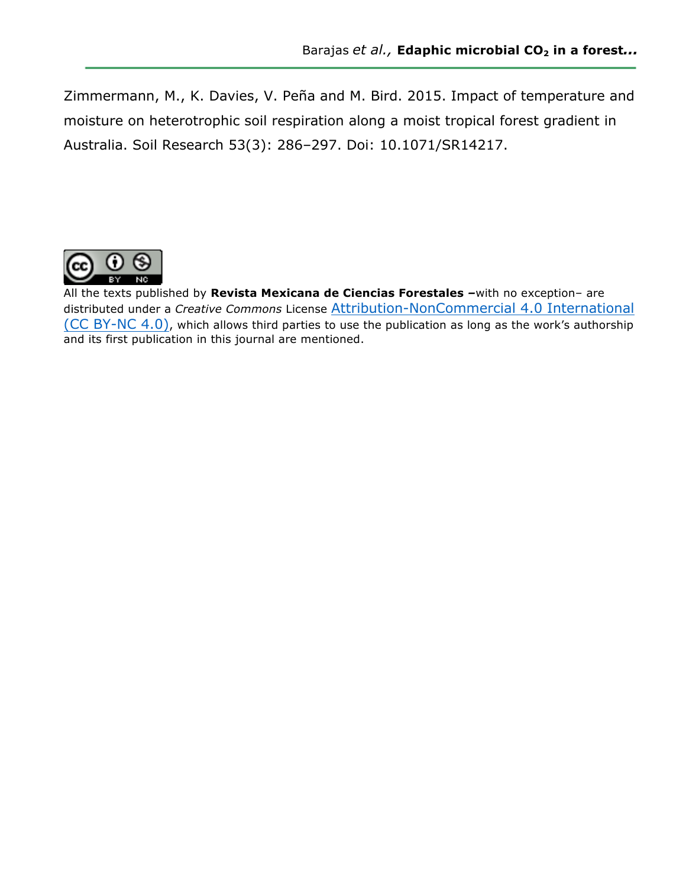Zimmermann, M., K. Davies, V. Peña and M. Bird. 2015. Impact of temperature and moisture on heterotrophic soil respiration along a moist tropical forest gradient in Australia. Soil Research 53(3): 286–297. Doi: 10.1071/SR14217.

All the texts published by **Revista Mexicana de Ciencias Forestales –**with no exception– are distributed under a *Creative Commons* License Attribution-NonCommercial 4.0 International (CC BY-NC 4.0), which allows third parties to use the publication as long as the work's authorship and its first publication in this journal are mentioned.